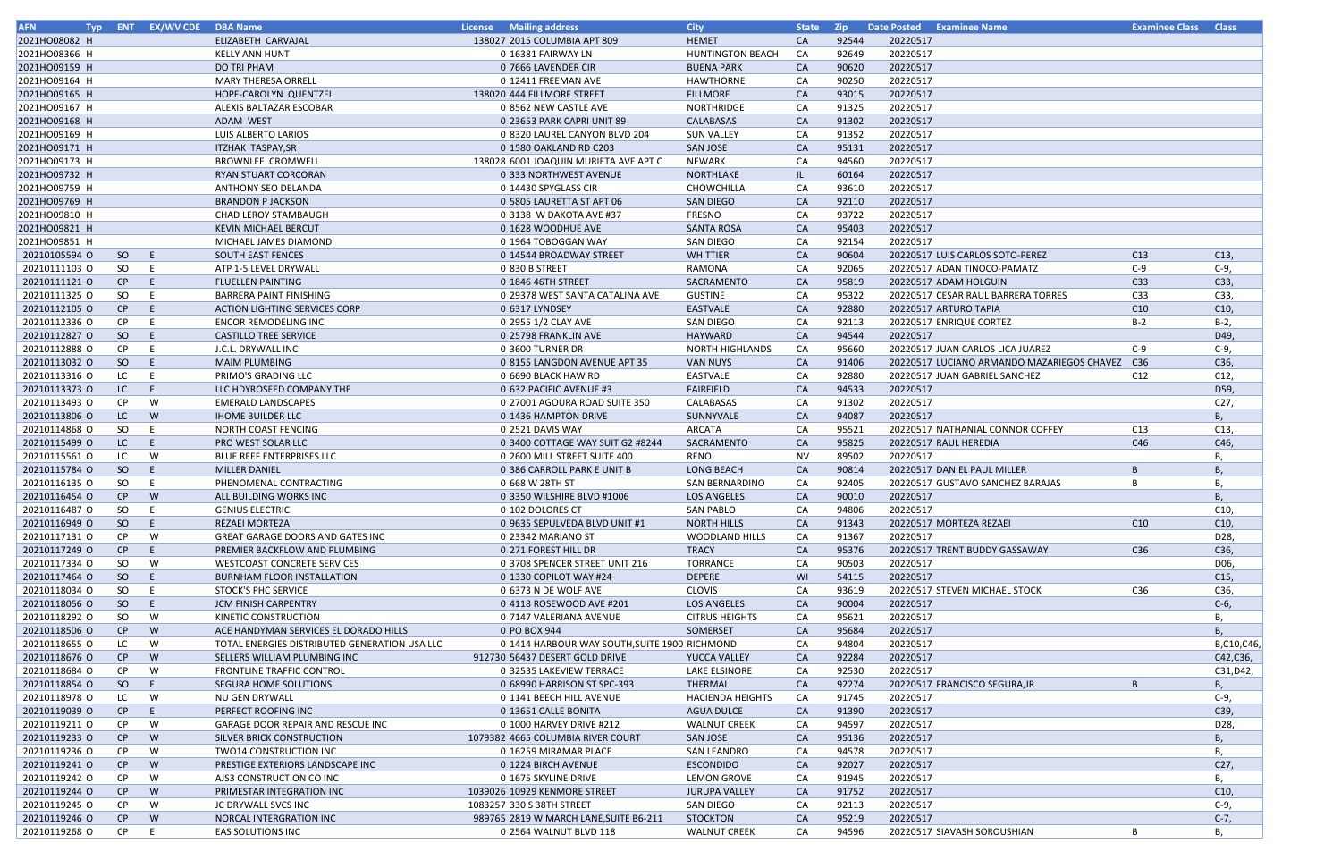| AFN | Typ | ENT | EX/WV CDE | DBA Name | License | Mailing address | City | State | Zip | Date Posted | Examinee Name | Examinee Class | Class |
|---|---|---|---|---|---|---|---|---|---|---|---|---|---|
| 2021HO08082 | H | | | ELIZABETH CARVAJAL | 138027 | 2015 COLUMBIA APT 809 | HEMET | CA | 92544 | 20220517 | | | |
| 2021HO08366 | H | | | KELLY ANN HUNT | 0 | 16381 FAIRWAY LN | HUNTINGTON BEACH | CA | 92649 | 20220517 | | | |
| 2021HO09159 | H | | | DO TRI PHAM | 0 | 7666 LAVENDER CIR | BUENA PARK | CA | 90620 | 20220517 | | | |
| 2021HO09164 | H | | | MARY THERESA ORRELL | 0 | 12411 FREEMAN AVE | HAWTHORNE | CA | 90250 | 20220517 | | | |
| 2021HO09165 | H | | | HOPE-CAROLYN QUENTZEL | 138020 | 444 FILLMORE STREET | FILLMORE | CA | 93015 | 20220517 | | | |
| 2021HO09167 | H | | | ALEXIS BALTAZAR ESCOBAR | 0 | 8562 NEW CASTLE AVE | NORTHRIDGE | CA | 91325 | 20220517 | | | |
| 2021HO09168 | H | | | ADAM WEST | 0 | 23653 PARK CAPRI UNIT 89 | CALABASAS | CA | 91302 | 20220517 | | | |
| 2021HO09169 | H | | | LUIS ALBERTO LARIOS | 0 | 8320 LAUREL CANYON BLVD 204 | SUN VALLEY | CA | 91352 | 20220517 | | | |
| 2021HO09171 | H | | | ITZHAK TASPAY,SR | 0 | 1580 OAKLAND RD C203 | SAN JOSE | CA | 95131 | 20220517 | | | |
| 2021HO09173 | H | | | BROWNLEE CROMWELL | 138028 | 6001 JOAQUIN MURIETA AVE APT C | NEWARK | CA | 94560 | 20220517 | | | |
| 2021HO09732 | H | | | RYAN STUART CORCORAN | 0 | 333 NORTHWEST AVENUE | NORTHLAKE | IL | 60164 | 20220517 | | | |
| 2021HO09759 | H | | | ANTHONY SEO DELANDA | 0 | 14430 SPYGLASS CIR | CHOWCHILLA | CA | 93610 | 20220517 | | | |
| 2021HO09769 | H | | | BRANDON P JACKSON | 0 | 5805 LAURETTA ST APT 06 | SAN DIEGO | CA | 92110 | 20220517 | | | |
| 2021HO09810 | H | | | CHAD LEROY STAMBAUGH | 0 | 3138 W DAKOTA AVE #37 | FRESNO | CA | 93722 | 20220517 | | | |
| 2021HO09821 | H | | | KEVIN MICHAEL BERCUT | 0 | 1628 WOODHUE AVE | SANTA ROSA | CA | 95403 | 20220517 | | | |
| 2021HO09851 | H | | | MICHAEL JAMES DIAMOND | 0 | 1964 TOBOGGAN WAY | SAN DIEGO | CA | 92154 | 20220517 | | | |
| 20210105594 | O | SO | E | SOUTH EAST FENCES | 0 | 14544 BROADWAY STREET | WHITTIER | CA | 90604 | 20220517 | LUIS CARLOS SOTO-PEREZ | C13 | C13, |
| 20210111103 | O | SO | E | ATP 1-5 LEVEL DRYWALL | 0 | 830 B STREET | RAMONA | CA | 92065 | 20220517 | ADAN TINOCO-PAMATZ | C-9 | C-9, |
| 20210111121 | O | CP | E | FLUELLEN PAINTING | 0 | 1846 46TH STREET | SACRAMENTO | CA | 95819 | 20220517 | ADAM HOLGUIN | C33 | C33, |
| 20210111325 | O | SO | E | BARRERA PAINT FINISHING | 0 | 29378 WEST SANTA CATALINA AVE | GUSTINE | CA | 95322 | 20220517 | CESAR RAUL BARRERA TORRES | C33 | C33, |
| 20210112105 | O | CP | E | ACTION LIGHTING SERVICES CORP | 0 | 6317 LYNDSEY | EASTVALE | CA | 92880 | 20220517 | ARTURO TAPIA | C10 | C10, |
| 20210112336 | O | CP | E | ENCOR REMODELING INC | 0 | 2955 1/2 CLAY AVE | SAN DIEGO | CA | 92113 | 20220517 | ENRIQUE CORTEZ | B-2 | B-2, |
| 20210112827 | O | SO | E | CASTILLO TREE SERVICE | 0 | 25798 FRANKLIN AVE | HAYWARD | CA | 94544 | 20220517 | | | D49, |
| 20210112888 | O | CP | E | J.C.L. DRYWALL INC | 0 | 3600 TURNER DR | NORTH HIGHLANDS | CA | 95660 | 20220517 | JUAN CARLOS LICA JUAREZ | C-9 | C-9, |
| 20210113032 | O | SO | E | MAIM PLUMBING | 0 | 8155 LANGDON AVENUE APT 35 | VAN NUYS | CA | 91406 | 20220517 | LUCIANO ARMANDO MAZARIEGOS CHAVEZ | C36 | C36, |
| 20210113316 | O | LC | E | PRIMO'S GRADING LLC | 0 | 6690 BLACK HAW RD | EASTVALE | CA | 92880 | 20220517 | JUAN GABRIEL SANCHEZ | C12 | C12, |
| 20210113373 | O | LC | E | LLC HDYROSEED COMPANY THE | 0 | 632 PACIFIC AVENUE #3 | FAIRFIELD | CA | 94533 | 20220517 | | | D59, |
| 20210113493 | O | CP | W | EMERALD LANDSCAPES | 0 | 27001 AGOURA ROAD SUITE 350 | CALABASAS | CA | 91302 | 20220517 | | | C27, |
| 20210113806 | O | LC | W | IHOME BUILDER LLC | 0 | 1436 HAMPTON DRIVE | SUNNYVALE | CA | 94087 | 20220517 | | | B, |
| 20210114868 | O | SO | E | NORTH COAST FENCING | 0 | 2521 DAVIS WAY | ARCATA | CA | 95521 | 20220517 | NATHANIAL CONNOR COFFEY | C13 | C13, |
| 20210115499 | O | LC | E | PRO WEST SOLAR LLC | 0 | 3400 COTTAGE WAY SUIT G2 #8244 | SACRAMENTO | CA | 95825 | 20220517 | RAUL HEREDIA | C46 | C46, |
| 20210115561 | O | LC | W | BLUE REEF ENTERPRISES LLC | 0 | 2600 MILL STREET SUITE 400 | RENO | NV | 89502 | 20220517 | | | B, |
| 20210115784 | O | SO | E | MILLER DANIEL | 0 | 386 CARROLL PARK E UNIT B | LONG BEACH | CA | 90814 | 20220517 | DANIEL PAUL MILLER | B | B, |
| 20210116135 | O | SO | E | PHENOMENAL CONTRACTING | 0 | 668 W 28TH ST | SAN BERNARDINO | CA | 92405 | 20220517 | GUSTAVO SANCHEZ BARAJAS | B | B, |
| 20210116454 | O | CP | W | ALL BUILDING WORKS INC | 0 | 3350 WILSHIRE BLVD #1006 | LOS ANGELES | CA | 90010 | 20220517 | | | B, |
| 20210116487 | O | SO | E | GENIUS ELECTRIC | 0 | 102 DOLORES CT | SAN PABLO | CA | 94806 | 20220517 | | | C10, |
| 20210116949 | O | SO | E | REZAEI MORTEZA | 0 | 9635 SEPULVEDA BLVD UNIT #1 | NORTH HILLS | CA | 91343 | 20220517 | MORTEZA REZAEI | C10 | C10, |
| 20210117131 | O | CP | W | GREAT GARAGE DOORS AND GATES INC | 0 | 23342 MARIANO ST | WOODLAND HILLS | CA | 91367 | 20220517 | | | D28, |
| 20210117249 | O | CP | E | PREMIER BACKFLOW AND PLUMBING | 0 | 271 FOREST HILL DR | TRACY | CA | 95376 | 20220517 | TRENT BUDDY GASSAWAY | C36 | C36, |
| 20210117334 | O | SO | W | WESTCOAST CONCRETE SERVICES | 0 | 3708 SPENCER STREET UNIT 216 | TORRANCE | CA | 90503 | 20220517 | | | D06, |
| 20210117464 | O | SO | E | BURNHAM FLOOR INSTALLATION | 0 | 1330 COPILOT WAY #24 | DEPERE | WI | 54115 | 20220517 | | | C15, |
| 20210118034 | O | SO | E | STOCK'S PHC SERVICE | 0 | 6373 N DE WOLF AVE | CLOVIS | CA | 93619 | 20220517 | STEVEN MICHAEL STOCK | C36 | C36, |
| 20210118056 | O | SO | E | JCM FINISH CARPENTRY | 0 | 4118 ROSEWOOD AVE #201 | LOS ANGELES | CA | 90004 | 20220517 | | | C-6, |
| 20210118292 | O | SO | W | KINETIC CONSTRUCTION | 0 | 7147 VALERIANA AVENUE | CITRUS HEIGHTS | CA | 95621 | 20220517 | | | B, |
| 20210118506 | O | CP | W | ACE HANDYMAN SERVICES EL DORADO HILLS | 0 | PO BOX 944 | SOMERSET | CA | 95684 | 20220517 | | | B, |
| 20210118655 | O | LC | W | TOTAL ENERGIES DISTRIBUTED GENERATION USA LLC | 0 | 1414 HARBOUR WAY SOUTH,SUITE 1900 | RICHMOND | CA | 94804 | 20220517 | | | B,C10,C46, |
| 20210118676 | O | CP | W | SELLERS WILLIAM PLUMBING INC | 912730 | 56437 DESERT GOLD DRIVE | YUCCA VALLEY | CA | 92284 | 20220517 | | | C42,C36, |
| 20210118684 | O | CP | W | FRONTLINE TRAFFIC CONTROL | 0 | 32535 LAKEVIEW TERRACE | LAKE ELSINORE | CA | 92530 | 20220517 | | | C31,D42, |
| 20210118854 | O | SO | E | SEGURA HOME SOLUTIONS | 0 | 68990 HARRISON ST SPC-393 | THERMAL | CA | 92274 | 20220517 | FRANCISCO SEGURA,JR | B | B, |
| 20210118978 | O | LC | W | NU GEN DRYWALL | 0 | 1141 BEECH HILL AVENUE | HACIENDA HEIGHTS | CA | 91745 | 20220517 | | | C-9, |
| 20210119039 | O | CP | E | PERFECT ROOFING INC | 0 | 13651 CALLE BONITA | AGUA DULCE | CA | 91390 | 20220517 | | | C39, |
| 20210119211 | O | CP | W | GARAGE DOOR REPAIR AND RESCUE INC | 0 | 1000 HARVEY DRIVE #212 | WALNUT CREEK | CA | 94597 | 20220517 | | | D28, |
| 20210119233 | O | CP | W | SILVER BRICK CONSTRUCTION | 1079382 | 4665 COLUMBIA RIVER COURT | SAN JOSE | CA | 95136 | 20220517 | | | B, |
| 20210119236 | O | CP | W | TWO14 CONSTRUCTION INC | 0 | 16259 MIRAMAR PLACE | SAN LEANDRO | CA | 94578 | 20220517 | | | B, |
| 20210119241 | O | CP | W | PRESTIGE EXTERIORS LANDSCAPE INC | 0 | 1224 BIRCH AVENUE | ESCONDIDO | CA | 92027 | 20220517 | | | C27, |
| 20210119242 | O | CP | W | AJS3 CONSTRUCTION CO INC | 0 | 1675 SKYLINE DRIVE | LEMON GROVE | CA | 91945 | 20220517 | | | B, |
| 20210119244 | O | CP | W | PRIMESTAR INTEGRATION INC | 1039026 | 10929 KENMORE STREET | JURUPA VALLEY | CA | 91752 | 20220517 | | | C10, |
| 20210119245 | O | CP | W | JC DRYWALL SVCS INC | 1083257 | 330 S 38TH STREET | SAN DIEGO | CA | 92113 | 20220517 | | | C-9, |
| 20210119246 | O | CP | W | NORCAL INTERGRATION INC | 989765 | 2819 W MARCH LANE,SUITE B6-211 | STOCKTON | CA | 95219 | 20220517 | | | C-7, |
| 20210119268 | O | CP | E | EAS SOLUTIONS INC | 0 | 2564 WALNUT BLVD 118 | WALNUT CREEK | CA | 94596 | 20220517 | SIAVASH SOROUSHIAN | B | B, |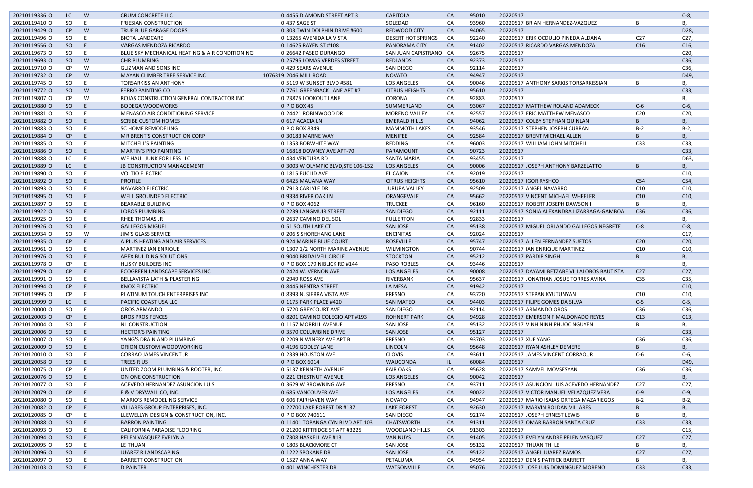| | | | | | | | | | | | |
|---|---|---|---|---|---|---|---|---|---|---|---|
| 20210119336 O | LC | W | CRUM CONCRETE LLC | 0 4455 DIAMOND STREET APT 3 | CAPITOLA | CA | 95010 | 20220517 | | | C-8, |
| 20210119410 O | SO | E | FRIESIAN CONSTRUCTION | 0 437 SAGE ST | SOLEDAD | CA | 93960 | 20220517 | BRIAN HERNANDEZ-VAZQUEZ | B | B, |
| 20210119429 O | CP | W | TRUE BLUE GARAGE DOORS | 0 303 TWIN DOLPHIN DRIVE #600 | REDWOOD CITY | CA | 94065 | 20220517 | | | D28, |
| 20210119496 O | SO | E | BIOTA LANDCARE | 0 13265 AVENIDA LA VISTA | DESERT HOT SPRINGS | CA | 92240 | 20220517 | ERIK OCDULIO PINEDA ALDANA | C27 | C27, |
| 20210119556 O | SO | E | VARGAS MENDOZA RICARDO | 0 14625 RAYEN ST #108 | PANORAMA CITY | CA | 91402 | 20220517 | RICARDO VARGAS MENDOZA | C16 | C16, |
| 20210119673 O | SO | E | BLUE SKY MECHANICAL HEATING & AIR CONDITIONING | 0 26642 PASEO DURANGO | SAN JUAN CAPISTRANO | CA | 92675 | 20220517 | | | C20, |
| 20210119693 O | SO | W | CHR PLUMBING | 0 25795 LOMAS VERDES STREET | REDLANDS | CA | 92373 | 20220517 | | | C36, |
| 20210119710 O | CP | W | GUZMAN AND SONS INC | 0 429 SEARS AVENUE | SAN DIEGO | CA | 92114 | 20220517 | | | C36, |
| 20210119732 O | CP | W | MAYAN CLIMBER TREE SERVICE INC | 1076319 2046 MILL ROAD | NOVATO | CA | 94947 | 20220517 | | | D49, |
| 20210119745 O | SO | E | TORSARKISSIAN ANTHONY | 0 5119 W SUNSET BLVD #581 | LOS ANGELES | CA | 90046 | 20220517 | ANTHONY SARKIS TORSARKISSIAN | B | B, |
| 20210119772 O | SO | W | FERRO PAINTING CO | 0 7761 GREENBACK LANE APT #7 | CITRUS HEIGHTS | CA | 95610 | 20220517 | | | C33, |
| 20210119807 O | CP | W | ROJAS CONSTRUCTION GENERAL CONTRACTOR INC | 0 23875 LOOKOUT LANE | CORONA | CA | 92883 | 20220517 | | | B, |
| 20210119880 O | SO | E | BODEGA WOODWORKS | 0 P O BOX 45 | SUMMERLAND | CA | 93067 | 20220517 | MATTHEW ROLAND ADAMECK | C-6 | C-6, |
| 20210119881 O | SO | E | MENASCO AIR CONDITIONING SERVICE | 0 24421 ROBINWOOD DR | MORENO VALLEY | CA | 92557 | 20220517 | ERIC MATTHEW MENASCO | C20 | C20, |
| 20210119882 O | SO | E | SCRIBE CUSTOM HOMES | 0 617 ACACIA LN | EMERALD HILLS | CA | 94062 | 20220517 | COLBY STEPHAN QUINLAN | B | B, |
| 20210119883 O | SO | E | SC HOME REMODELING | 0 P O BOX 8349 | MAMMOTH LAKES | CA | 93546 | 20220517 | STEPHEN JOSEPH CURRAN | B-2 | B-2, |
| 20210119884 O | CP | E | MR BRENT'S CONSTRUCTION CORP | 0 30183 MARNE WAY | MENIFEE | CA | 92584 | 20220517 | BRENT MICHAEL ALLEN | B | B, |
| 20210119885 O | SO | E | MITCHELL'S PAINTING | 0 1353 BOBWHITE WAY | REDDING | CA | 96003 | 20220517 | WILLIAM JOHN MITCHELL | C33 | C33, |
| 20210119886 O | SO | E | MARTIN'S PRO PAINTING | 0 16818 DOWNEY AVE APT-70 | PARAMOUNT | CA | 90723 | 20220517 | | | C33, |
| 20210119888 O | LC | E | WE HAUL JUNK FOR LESS LLC | 0 434 VENTURA RD | SANTA MARIA | CA | 93455 | 20220517 | | | D63, |
| 20210119889 O | LC | E | JB CONSTRUCTION MANAGEMENT | 0 3003 W OLYMPIC BLVD,STE 106-152 | LOS ANGELES | CA | 90006 | 20220517 | JOSEPH ANTHONY BARZELATTO | B | B, |
| 20210119890 O | SO | E | VOLTIO ELECTRIC | 0 1815 EUCLID AVE | EL CAJON | CA | 92019 | 20220517 | | | C10, |
| 20210119892 O | SO | E | PROTILE | 0 6425 MAUANA WAY | CITRUS HEIGHTS | CA | 95610 | 20220517 | IGOR RYSHCO | C54 | C54, |
| 20210119893 O | SO | E | NAVARRO ELECTRIC | 0 7913 CARLYLE DR | JURUPA VALLEY | CA | 92509 | 20220517 | ANGEL NAVARRO | C10 | C10, |
| 20210119895 O | SO | E | WELL GROUNDED ELECTRIC | 0 9334 RIVER OAK LN | ORANGEVALE | CA | 95662 | 20220517 | VINCENT MICHAEL WHEELER | C10 | C10, |
| 20210119897 O | SO | E | BEARABLE BUILDING | 0 P O BOX 4062 | TRUCKEE | CA | 96160 | 20220517 | ROBERT JOSEPH DAWSON II | B | B, |
| 20210119922 O | SO | E | LOBOS PLUMBING | 0 2239 LANGMUIR STREET | SAN DIEGO | CA | 92111 | 20220517 | SONIA ALEXANDRA LIZARRAGA-GAMBOA | C36 | C36, |
| 20210119925 O | SO | E | RHEE THOMAS JR | 0 2637 CAMINO DEL SOL | FULLERTON | CA | 92833 | 20220517 | | | B, |
| 20210119926 O | SO | E | GALLEGOS MIGUEL | 0 51 SOUTH LAKE CT | SAN JOSE | CA | 95138 | 20220517 | MIGUEL ORLANDO GALLEGOS NEGRETE | C-8 | C-8, |
| 20210119934 O | SO | W | JIM'S GLASS SERVICE | 0 206 S SHOREHANG LANE | ENCINITAS | CA | 92024 | 20220517 | | | C17, |
| 20210119935 O | CP | E | A PLUS HEATING AND AIR SERVICES | 0 924 MARINE BLUE COURT | ROSEVILLE | CA | 95747 | 20220517 | ALLEN FERNANDEZ SUETOS | C20 | C20, |
| 20210119961 O | SO | E | MARTINEZ IAN ENRIQUE | 0 1307 1/2 NORTH MARINE AVENUE | WILMINGTON | CA | 90744 | 20220517 | IAN ENRIQUE MARTINEZ | C10 | C10, |
| 20210119976 O | SO | E | APEX BUILDING SOLUTIONS | 0 9040 BRIDALVEIL CIRCLE | STOCKTON | CA | 95212 | 20220517 | PARDIP SINGH | B | B, |
| 20210119978 O | CP | E | HUSKY BUILDERS INC | 0 P O BOX 179 NIBLICK RD #144 | PASO ROBLES | CA | 93446 | 20220517 | | | B, |
| 20210119979 O | CP | E | ECOGREEN LANDSCAPE SERVICES INC | 0 2424 W. VERNON AVE | LOS ANGELES | CA | 90008 | 20220517 | DAYAMI BETZABE VILLALOBOS BAUTISTA | C27 | C27, |
| 20210119991 O | SO | E | BELLAVISTA LATH & PLASTERING | 0 2949 ROSS AVE | RIVERBANK | CA | 95637 | 20220517 | JONATHAN JOSUE TORRES AVINA | C35 | C35, |
| 20210119994 O | CP | E | KNOX ELECTRIC | 0 8445 NENTRA STREET | LA MESA | CA | 91942 | 20220517 | | | C10, |
| 20210119995 O | CP | E | PLATINUM TOUCH ENTERPRISES INC | 0 8393 N. SIERRA VISTA AVE | FRESNO | CA | 93720 | 20220517 | STEPAN KYUTUNYAN | C10 | C10, |
| 20210119999 O | LC | E | PACIFIC COAST USA LLC | 0 1175 PARK PLACE #420 | SAN MATEO | CA | 94403 | 20220517 | FILIPE GOMES DA SILVA | C-5 | C-5, |
| 20210120000 O | SO | E | OROS ARMANDO | 0 5720 GREYCOURT AVE | SAN DIEGO | CA | 92114 | 20220517 | ARMANDO OROS | C36 | C36, |
| 20210120003 O | CP | E | BROS PROS FENCES | 0 8201 CAMINO COLEGIO APT #193 | ROHNERT PARK | CA | 94928 | 20220517 | EMERSON F MALDONADO REYES | C13 | C13, |
| 20210120004 O | SO | E | NL CONSTRUCTION | 0 1157 MORRILL AVENUE | SAN JOSE | CA | 95132 | 20220517 | VINH NINH PHUOC NGUYEN | B | B, |
| 20210120006 O | SO | E | HECTOR'S PAINTING | 0 3570 COLUMBINE DRIVE | SAN JOSE | CA | 95127 | 20220517 | | | C33, |
| 20210120007 O | SO | E | YANG'S DRAIN AND PLUMBING | 0 2209 N WINERY AVE APT B | FRESNO | CA | 93703 | 20220517 | XUE YANG | C36 | C36, |
| 20210120009 O | SO | E | ORION CUSTOM WOODWORKING | 0 4196 GODLEY LANE | LINCOLN | CA | 95648 | 20220517 | RYAN ASHLEY DEMERE | B | B, |
| 20210120010 O | SO | E | CORRAO JAMES VINCENT JR | 0 2339 HOUSTON AVE | CLOVIS | CA | 93611 | 20220517 | JAMES VINCENT CORRAO,JR | C-6 | C-6, |
| 20210120058 O | SO | E | TREES R US | 0 P O BOX 6014 | WAUCONDA | IL | 60084 | 20220517 | | | D49, |
| 20210120075 O | CP | E | UNITED ZOOM PLUMBING & ROOTER, INC | 0 5137 KENNETH AVENUE | FAIR OAKS | CA | 95628 | 20220517 | SAMVEL MOVSESYAN | C36 | C36, |
| 20210120076 O | SO | E | ON ONE CONSTRUCTION | 0 221 CHESTNUT AVENUE | LOS ANGELES | CA | 90042 | 20220517 | | | B, |
| 20210120077 O | SO | E | ACEVEDO HERNANDEZ ASUNCION LUIS | 0 3629 W BROWNING AVE | FRESNO | CA | 93711 | 20220517 | ASUNCION LUIS ACEVEDO HERNANDEZ | C27 | C27, |
| 20210120079 O | CP | E | E & V DRYWALL CO, INC. | 0 685 VANCOUVER AVE | LOS ANGELES | CA | 90022 | 20220517 | VICTOR MANUEL VELAZQUEZ VERA | C-9 | C-9, |
| 20210120080 O | SO | E | MARIO'S REMODELING SERVICE | 0 606 FAIRHAVEN WAY | NOVATO | CA | 94947 | 20220517 | MARIO ISAIAS ORTEGA MAZARIEGOS | B-2 | B-2, |
| 20210120082 O | CP | E | VILLARES GROUP ENTERPRISES, INC. | 0 22700 LAKE FOREST DR #137 | LAKE FOREST | CA | 92630 | 20220517 | MARVIN ROLDAN VILLARES | B | B, |
| 20210120085 O | CP | E | LLEWELLYN DESIGN & CONSTRUCTION, INC. | 0 P O BOX 740611 | SAN DIEGO | CA | 92174 | 20220517 | JOSEPH ERNEST LEWIS | B | B, |
| 20210120088 O | SO | E | BARRON PAINTING | 0 11401 TOPANGA CYN BLVD APT 103 | CHATSWORTH | CA | 91311 | 20220517 | OMAR BARRON SANTA CRUZ | C33 | C33, |
| 20210120093 O | SO | E | CALIFORNIA PARADISE FLOORING | 0 21200 KITTRIDGE ST APT #3225 | WOODLAND HILLS | CA | 91303 | 20220517 | | | C15, |
| 20210120094 O | SO | E | PELEN VASQUEZ EVELYN A | 0 7308 HASKELL AVE #13 | VAN NUYS | CA | 91405 | 20220517 | EVELYN ANDRE PELEN VASQUEZ | C27 | C27, |
| 20210120095 O | SO | E | LE THUAN | 0 1805 BLACKMORE CT | SAN JOSE | CA | 95132 | 20220517 | THUAN THI LE | B | B, |
| 20210120096 O | SO | E | JUAREZ R LANDSCAPING | 0 1222 SPOKANE DR | SAN JOSE | CA | 95122 | 20220517 | ANGEL JUAREZ RAMOS | C27 | C27, |
| 20210120097 O | SO | E | BARRETT CONSTRUCTION | 0 1527 ANNA WAY | PETALUMA | CA | 94954 | 20220517 | DENIS PATRICK BARRETT | B | B, |
| 20210120103 O | SO | E | D PAINTER | 0 401 WINCHESTER DR | WATSONVILLE | CA | 95076 | 20220517 | JOSE LUIS DOMINGUEZ MORENO | C33 | C33, |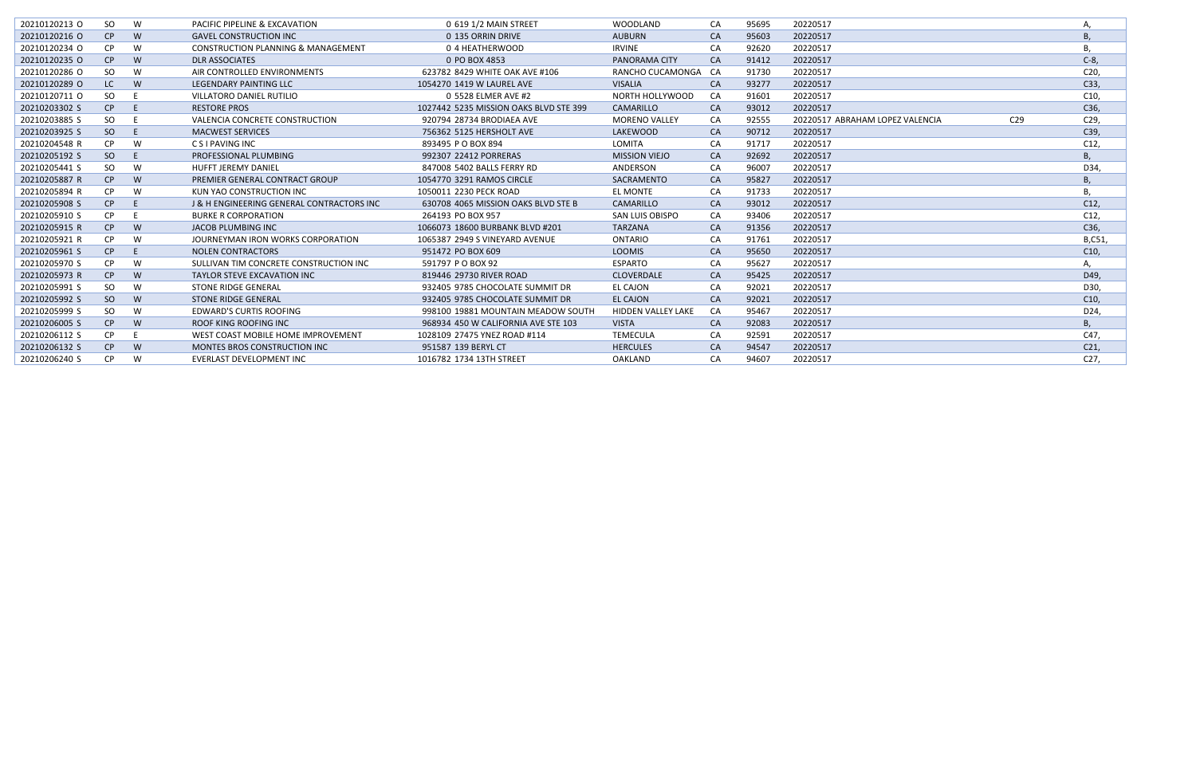| | | | | | | | | | | | |
|---|---|---|---|---|---|---|---|---|---|---|---|
| 20210120213 O | SO | W | PACIFIC PIPELINE & EXCAVATION | 0 619 1/2 MAIN STREET | WOODLAND | CA | 95695 | 20220517 | | | A, |
| 20210120216 O | CP | W | GAVEL CONSTRUCTION INC | 0 135 ORRIN DRIVE | AUBURN | CA | 95603 | 20220517 | | | B, |
| 20210120234 O | CP | W | CONSTRUCTION PLANNING & MANAGEMENT | 0 4 HEATHERWOOD | IRVINE | CA | 92620 | 20220517 | | | B, |
| 20210120235 O | CP | W | DLR ASSOCIATES | 0 PO BOX 4853 | PANORAMA CITY | CA | 91412 | 20220517 | | | C-8, |
| 20210120286 O | SO | W | AIR CONTROLLED ENVIRONMENTS | 623782 8429 WHITE OAK AVE #106 | RANCHO CUCAMONGA | CA | 91730 | 20220517 | | | C20, |
| 20210120289 O | LC | W | LEGENDARY PAINTING LLC | 1054270 1419 W LAUREL AVE | VISALIA | CA | 93277 | 20220517 | | | C33, |
| 20210120711 O | SO | E | VILLATORO DANIEL RUTILIO | 0 5528 ELMER AVE #2 | NORTH HOLLYWOOD | CA | 91601 | 20220517 | | | C10, |
| 20210203302 S | CP | E | RESTORE PROS | 1027442 5235 MISSION OAKS BLVD STE 399 | CAMARILLO | CA | 93012 | 20220517 | | | C36, |
| 20210203885 S | SO | E | VALENCIA CONCRETE CONSTRUCTION | 920794 28734 BRODIAEA AVE | MORENO VALLEY | CA | 92555 | 20220517 | ABRAHAM LOPEZ VALENCIA | C29 | C29, |
| 20210203925 S | SO | E | MACWEST SERVICES | 756362 5125 HERSHOLT AVE | LAKEWOOD | CA | 90712 | 20220517 | | | C39, |
| 20210204548 R | CP | W | C S I PAVING INC | 893495 P O BOX 894 | LOMITA | CA | 91717 | 20220517 | | | C12, |
| 20210205192 S | SO | E | PROFESSIONAL PLUMBING | 992307 22412 PORRERAS | MISSION VIEJO | CA | 92692 | 20220517 | | | B, |
| 20210205441 S | SO | W | HUFFT JEREMY DANIEL | 847008 5402 BALLS FERRY RD | ANDERSON | CA | 96007 | 20220517 | | | D34, |
| 20210205887 R | CP | W | PREMIER GENERAL CONTRACT GROUP | 1054770 3291 RAMOS CIRCLE | SACRAMENTO | CA | 95827 | 20220517 | | | B, |
| 20210205894 R | CP | W | KUN YAO CONSTRUCTION INC | 1050011 2230 PECK ROAD | EL MONTE | CA | 91733 | 20220517 | | | B, |
| 20210205908 S | CP | E | J & H ENGINEERING GENERAL CONTRACTORS INC | 630708 4065 MISSION OAKS BLVD STE B | CAMARILLO | CA | 93012 | 20220517 | | | C12, |
| 20210205910 S | CP | E | BURKE R CORPORATION | 264193 PO BOX 957 | SAN LUIS OBISPO | CA | 93406 | 20220517 | | | C12, |
| 20210205915 R | CP | W | JACOB PLUMBING INC | 1066073 18600 BURBANK BLVD #201 | TARZANA | CA | 91356 | 20220517 | | | C36, |
| 20210205921 R | CP | W | JOURNEYMAN IRON WORKS CORPORATION | 1065387 2949 S VINEYARD AVENUE | ONTARIO | CA | 91761 | 20220517 | | | B,C51, |
| 20210205961 S | CP | E | NOLEN CONTRACTORS | 951472 PO BOX 609 | LOOMIS | CA | 95650 | 20220517 | | | C10, |
| 20210205970 S | CP | W | SULLIVAN TIM CONCRETE CONSTRUCTION INC | 591797 P O BOX 92 | ESPARTO | CA | 95627 | 20220517 | | | A, |
| 20210205973 R | CP | W | TAYLOR STEVE EXCAVATION INC | 819446 29730 RIVER ROAD | CLOVERDALE | CA | 95425 | 20220517 | | | D49, |
| 20210205991 S | SO | W | STONE RIDGE GENERAL | 932405 9785 CHOCOLATE SUMMIT DR | EL CAJON | CA | 92021 | 20220517 | | | D30, |
| 20210205992 S | SO | W | STONE RIDGE GENERAL | 932405 9785 CHOCOLATE SUMMIT DR | EL CAJON | CA | 92021 | 20220517 | | | C10, |
| 20210205999 S | SO | W | EDWARD'S CURTIS ROOFING | 998100 19881 MOUNTAIN MEADOW SOUTH | HIDDEN VALLEY LAKE | CA | 95467 | 20220517 | | | D24, |
| 20210206005 S | CP | W | ROOF KING ROOFING INC | 968934 450 W CALIFORNIA AVE STE 103 | VISTA | CA | 92083 | 20220517 | | | B, |
| 20210206112 S | CP | E | WEST COAST MOBILE HOME IMPROVEMENT | 1028109 27475 YNEZ ROAD #114 | TEMECULA | CA | 92591 | 20220517 | | | C47, |
| 20210206132 S | CP | W | MONTES BROS CONSTRUCTION INC | 951587 139 BERYL CT | HERCULES | CA | 94547 | 20220517 | | | C21, |
| 20210206240 S | CP | W | EVERLAST DEVELOPMENT INC | 1016782 1734 13TH STREET | OAKLAND | CA | 94607 | 20220517 | | | C27, |